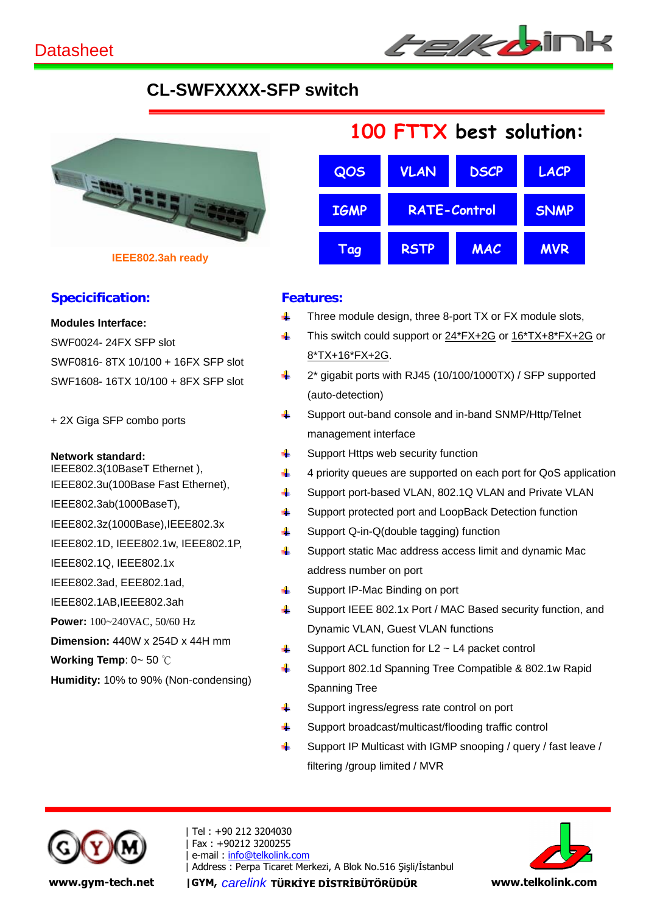Datasheet

# CL-SWFXXXX-SFP switch

## 100 FTTX best solution:

| QOS | VLAN | DSCP | LACP |
|---|---|---|---|
| IGMP | RATE-Control | | SNMP |
| Tag | RSTP | MAC | MVR |

IEEE802.3ah ready

## Specicification:

**Modules Interface:**

SWF0024- 24FX SFP slot

SWF0816- 8TX 10/100 + 16FX SFP slot

SWF1608- 16TX 10/100 + 8FX SFP slot

+ 2X Giga SFP combo ports

**Network standard:**
IEEE802.3(10BaseT Ethernet ),
IEEE802.3u(100Base Fast Ethernet),
IEEE802.3ab(1000BaseT),
IEEE802.3z(1000Base),IEEE802.3x
IEEE802.1D, IEEE802.1w, IEEE802.1P,
IEEE802.1Q, IEEE802.1x
IEEE802.3ad, EEE802.1ad,
IEEE802.1AB,IEEE802.3ah

**Power:** 100~240VAC, 50/60 Hz

**Dimension:** 440W x 254D x 44H mm

**Working Temp**: 0~ 50 ℃

**Humidity:** 10% to 90% (Non-condensing)

## Features:

- Three module design, three 8-port TX or FX module slots,
- This switch could support or 24*FX+2G or 16*TX+8*FX+2G or 8*TX+16*FX+2G.
- 2* gigabit ports with RJ45 (10/100/1000TX) / SFP supported (auto-detection)
- Support out-band console and in-band SNMP/Http/Telnet management interface
- Support Https web security function
- 4 priority queues are supported on each port for QoS application
- Support port-based VLAN, 802.1Q VLAN and Private VLAN
- Support protected port and LoopBack Detection function
- Support Q-in-Q(double tagging) function
- Support static Mac address access limit and dynamic Mac address number on port
- Support IP-Mac Binding on port
- Support IEEE 802.1x Port / MAC Based security function, and Dynamic VLAN, Guest VLAN functions
- Support ACL function for L2 ~ L4 packet control
- Support 802.1d Spanning Tree Compatible & 802.1w Rapid Spanning Tree
- Support ingress/egress rate control on port
- Support broadcast/multicast/flooding traffic control
- Support IP Multicast with IGMP snooping / query / fast leave / filtering /group limited / MVR

www.gym-tech.net

| Tel : +90 212 3204030
| Fax : +90212 3200255
| e-mail : info@telkolink.com
| Address : Perpa Ticaret Merkezi, A Blok No.516 Şişli/İstanbul
|GYM, *carelink* TÜRKİYE DİSTRİBÜTÖRÜDÜR

www.telkolink.com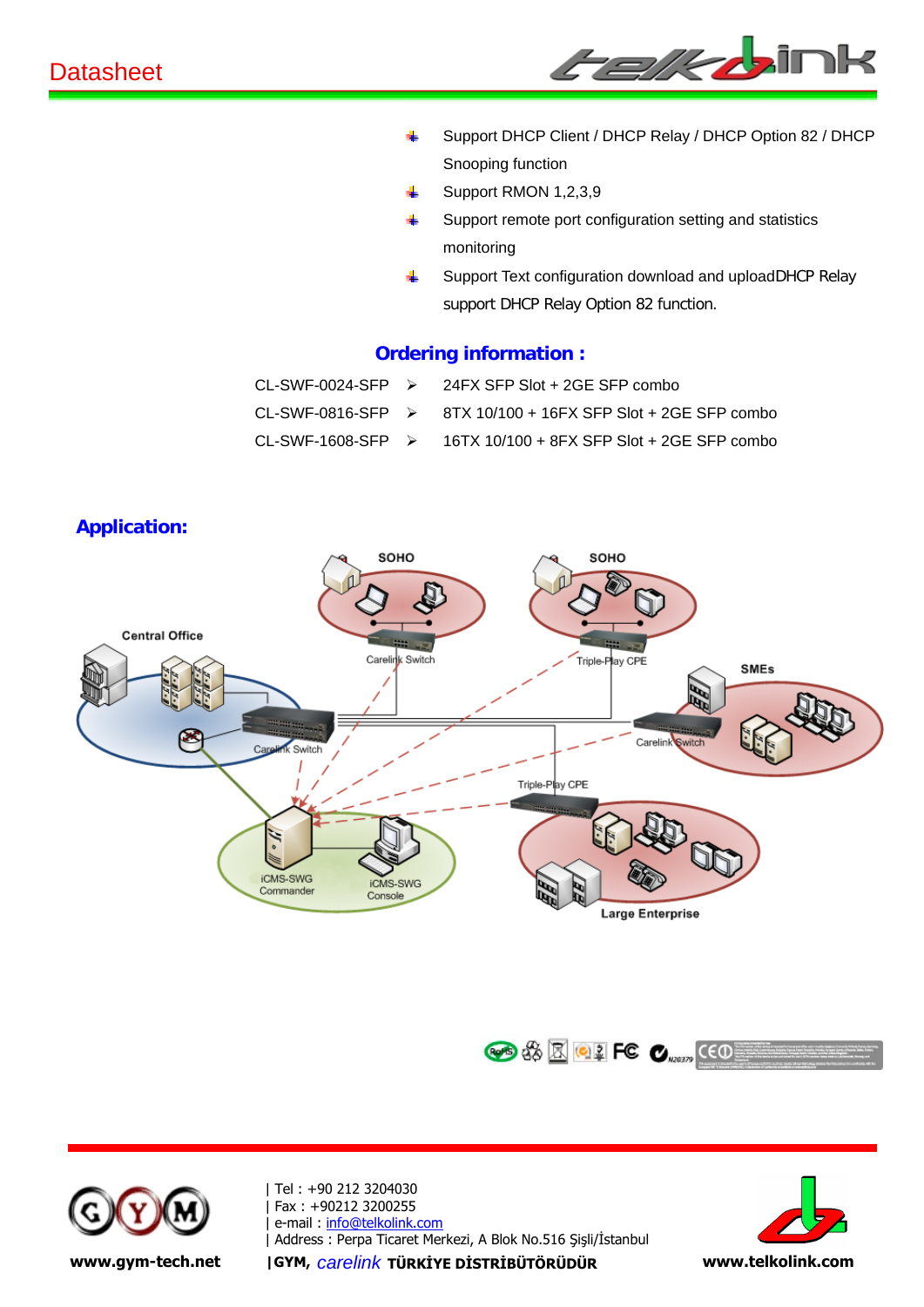- Support DHCP Client / DHCP Relay / DHCP Option 82 / DHCP Snooping function
- Support RMON 1,2,3,9
- Support remote port configuration setting and statistics monitoring
- Support Text configuration download and uploadDHCP Relay support DHCP Relay Option 82 function.

## Ordering information :

| | | |
|---|---|---|
| CL-SWF-0024-SFP | ➢ | 24FX SFP Slot + 2GE SFP combo |
| CL-SWF-0816-SFP | ➢ | 8TX 10/100 + 16FX SFP Slot + 2GE SFP combo |
| CL-SWF-1608-SFP | ➢ | 16TX 10/100 + 8FX SFP Slot + 2GE SFP combo |

## Application:

SOHO

SOHO

Central Office

Carelink Switch

Triple-Play CPE

SMEs

Carelink Switch

Carelink Switch

Triple-Play CPE

iCMS-SWG Commander

iCMS-SWG Console

Large Enterprise

| Tel : +90 212 3204030
| Fax : +90212 3200255
| e-mail : info@telkolink.com
| Address : Perpa Ticaret Merkezi, A Blok No.516 Şişli/İstanbul
| GYM, *carelink* TÜRKİYE DİSTRİBÜTÖRÜDÜR

www.gym-tech.net

www.telkolink.com